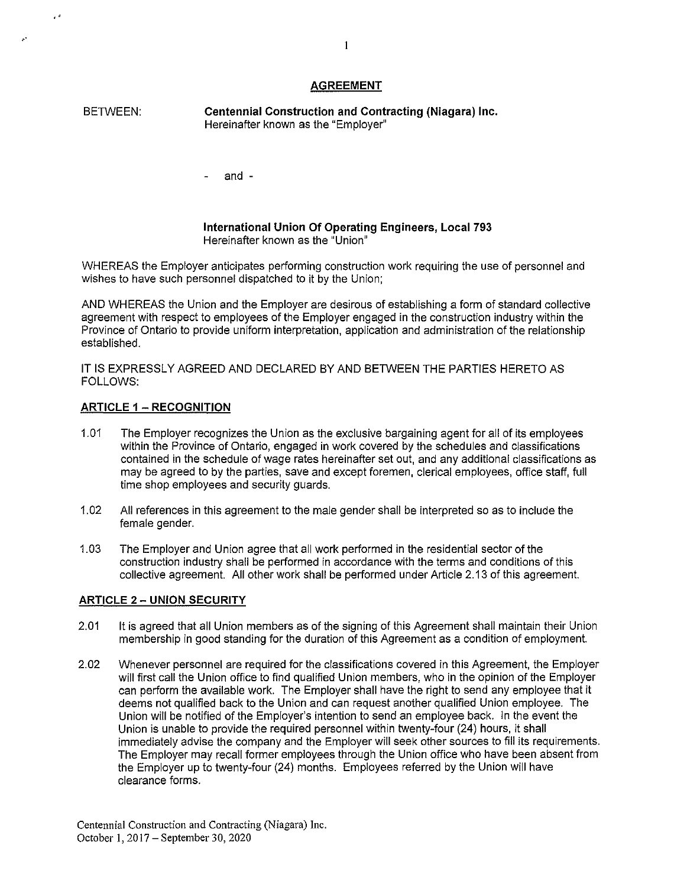# AGREEMENT

BETWEEN: **Centennial Construction and Contracting (Niagara) Inc.**
Hereinafter known as the "Employer"

\- and -

**International Union Of Operating Engineers, Local 793**
Hereinafter known as the "Union"

WHEREAS the Employer anticipates performing construction work requiring the use of personnel and wishes to have such personnel dispatched to it by the Union;

AND WHEREAS the Union and the Employer are desirous of establishing a form of standard collective agreement with respect to employees of the Employer engaged in the construction industry within the Province of Ontario to provide uniform interpretation, application and administration of the relationship established.

IT IS EXPRESSLY AGREED AND DECLARED BY AND BETWEEN THE PARTIES HERETO AS FOLLOWS:

## ARTICLE 1 – RECOGNITION

1.01 The Employer recognizes the Union as the exclusive bargaining agent for all of its employees within the Province of Ontario, engaged in work covered by the schedules and classifications contained in the schedule of wage rates hereinafter set out, and any additional classifications as may be agreed to by the parties, save and except foremen, clerical employees, office staff, full time shop employees and security guards.

1.02 All references in this agreement to the male gender shall be interpreted so as to include the female gender.

1.03 The Employer and Union agree that all work performed in the residential sector of the construction industry shall be performed in accordance with the terms and conditions of this collective agreement. All other work shall be performed under Article 2.13 of this agreement.

## ARTICLE 2 – UNION SECURITY

2.01 It is agreed that all Union members as of the signing of this Agreement shall maintain their Union membership in good standing for the duration of this Agreement as a condition of employment.

2.02 Whenever personnel are required for the classifications covered in this Agreement, the Employer will first call the Union office to find qualified Union members, who in the opinion of the Employer can perform the available work. The Employer shall have the right to send any employee that it deems not qualified back to the Union and can request another qualified Union employee. The Union will be notified of the Employer's intention to send an employee back. In the event the Union is unable to provide the required personnel within twenty-four (24) hours, it shall immediately advise the company and the Employer will seek other sources to fill its requirements. The Employer may recall former employees through the Union office who have been absent from the Employer up to twenty-four (24) months. Employees referred by the Union will have clearance forms.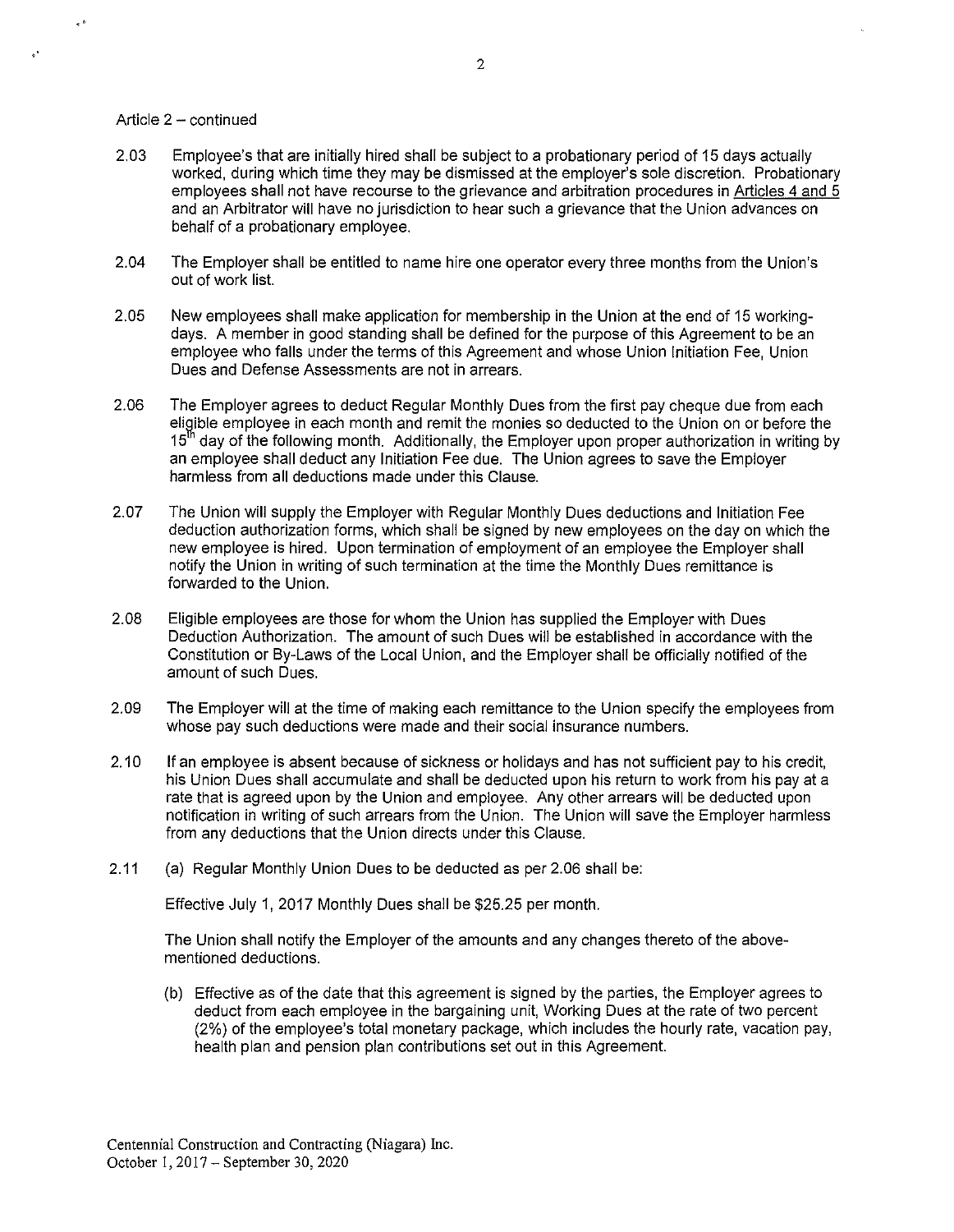Article 2 – continued

2.03 Employee's that are initially hired shall be subject to a probationary period of 15 days actually worked, during which time they may be dismissed at the employer's sole discretion. Probationary employees shall not have recourse to the grievance and arbitration procedures in Articles 4 and 5 and an Arbitrator will have no jurisdiction to hear such a grievance that the Union advances on behalf of a probationary employee.

2.04 The Employer shall be entitled to name hire one operator every three months from the Union's out of work list.

2.05 New employees shall make application for membership in the Union at the end of 15 working-days. A member in good standing shall be defined for the purpose of this Agreement to be an employee who falls under the terms of this Agreement and whose Union Initiation Fee, Union Dues and Defense Assessments are not in arrears.

2.06 The Employer agrees to deduct Regular Monthly Dues from the first pay cheque due from each eligible employee in each month and remit the monies so deducted to the Union on or before the 15th day of the following month. Additionally, the Employer upon proper authorization in writing by an employee shall deduct any Initiation Fee due. The Union agrees to save the Employer harmless from all deductions made under this Clause.

2.07 The Union will supply the Employer with Regular Monthly Dues deductions and Initiation Fee deduction authorization forms, which shall be signed by new employees on the day on which the new employee is hired. Upon termination of employment of an employee the Employer shall notify the Union in writing of such termination at the time the Monthly Dues remittance is forwarded to the Union.

2.08 Eligible employees are those for whom the Union has supplied the Employer with Dues Deduction Authorization. The amount of such Dues will be established in accordance with the Constitution or By-Laws of the Local Union, and the Employer shall be officially notified of the amount of such Dues.

2.09 The Employer will at the time of making each remittance to the Union specify the employees from whose pay such deductions were made and their social insurance numbers.

2.10 If an employee is absent because of sickness or holidays and has not sufficient pay to his credit, his Union Dues shall accumulate and shall be deducted upon his return to work from his pay at a rate that is agreed upon by the Union and employee. Any other arrears will be deducted upon notification in writing of such arrears from the Union. The Union will save the Employer harmless from any deductions that the Union directs under this Clause.

2.11 (a) Regular Monthly Union Dues to be deducted as per 2.06 shall be:

Effective July 1, 2017 Monthly Dues shall be $25.25 per month.

The Union shall notify the Employer of the amounts and any changes thereto of the above-mentioned deductions.

(b) Effective as of the date that this agreement is signed by the parties, the Employer agrees to deduct from each employee in the bargaining unit, Working Dues at the rate of two percent (2%) of the employee's total monetary package, which includes the hourly rate, vacation pay, health plan and pension plan contributions set out in this Agreement.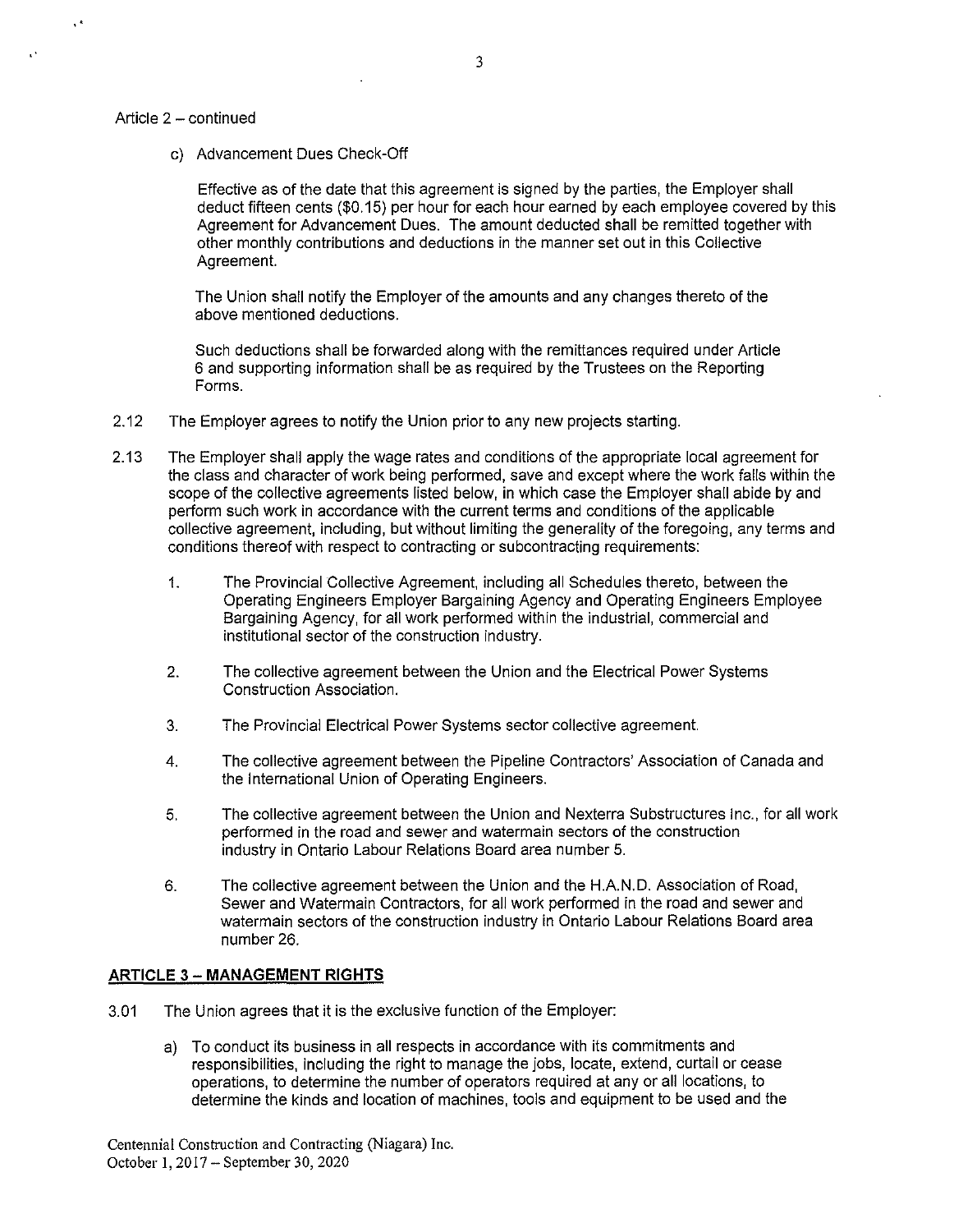Article 2 – continued

c) Advancement Dues Check-Off

Effective as of the date that this agreement is signed by the parties, the Employer shall deduct fifteen cents ($0.15) per hour for each hour earned by each employee covered by this Agreement for Advancement Dues. The amount deducted shall be remitted together with other monthly contributions and deductions in the manner set out in this Collective Agreement.

The Union shall notify the Employer of the amounts and any changes thereto of the above mentioned deductions.

Such deductions shall be forwarded along with the remittances required under Article 6 and supporting information shall be as required by the Trustees on the Reporting Forms.

2.12 The Employer agrees to notify the Union prior to any new projects starting.

2.13 The Employer shall apply the wage rates and conditions of the appropriate local agreement for the class and character of work being performed, save and except where the work falls within the scope of the collective agreements listed below, in which case the Employer shall abide by and perform such work in accordance with the current terms and conditions of the applicable collective agreement, including, but without limiting the generality of the foregoing, any terms and conditions thereof with respect to contracting or subcontracting requirements:

1. The Provincial Collective Agreement, including all Schedules thereto, between the Operating Engineers Employer Bargaining Agency and Operating Engineers Employee Bargaining Agency, for all work performed within the industrial, commercial and institutional sector of the construction industry.

2. The collective agreement between the Union and the Electrical Power Systems Construction Association.

3. The Provincial Electrical Power Systems sector collective agreement.

4. The collective agreement between the Pipeline Contractors' Association of Canada and the International Union of Operating Engineers.

5. The collective agreement between the Union and Nexterra Substructures Inc., for all work performed in the road and sewer and watermain sectors of the construction industry in Ontario Labour Relations Board area number 5.

6. The collective agreement between the Union and the H.A.N.D. Association of Road, Sewer and Watermain Contractors, for all work performed in the road and sewer and watermain sectors of the construction industry in Ontario Labour Relations Board area number 26.

## ARTICLE 3 – MANAGEMENT RIGHTS

3.01 The Union agrees that it is the exclusive function of the Employer:

a) To conduct its business in all respects in accordance with its commitments and responsibilities, including the right to manage the jobs, locate, extend, curtail or cease operations, to determine the number of operators required at any or all locations, to determine the kinds and location of machines, tools and equipment to be used and the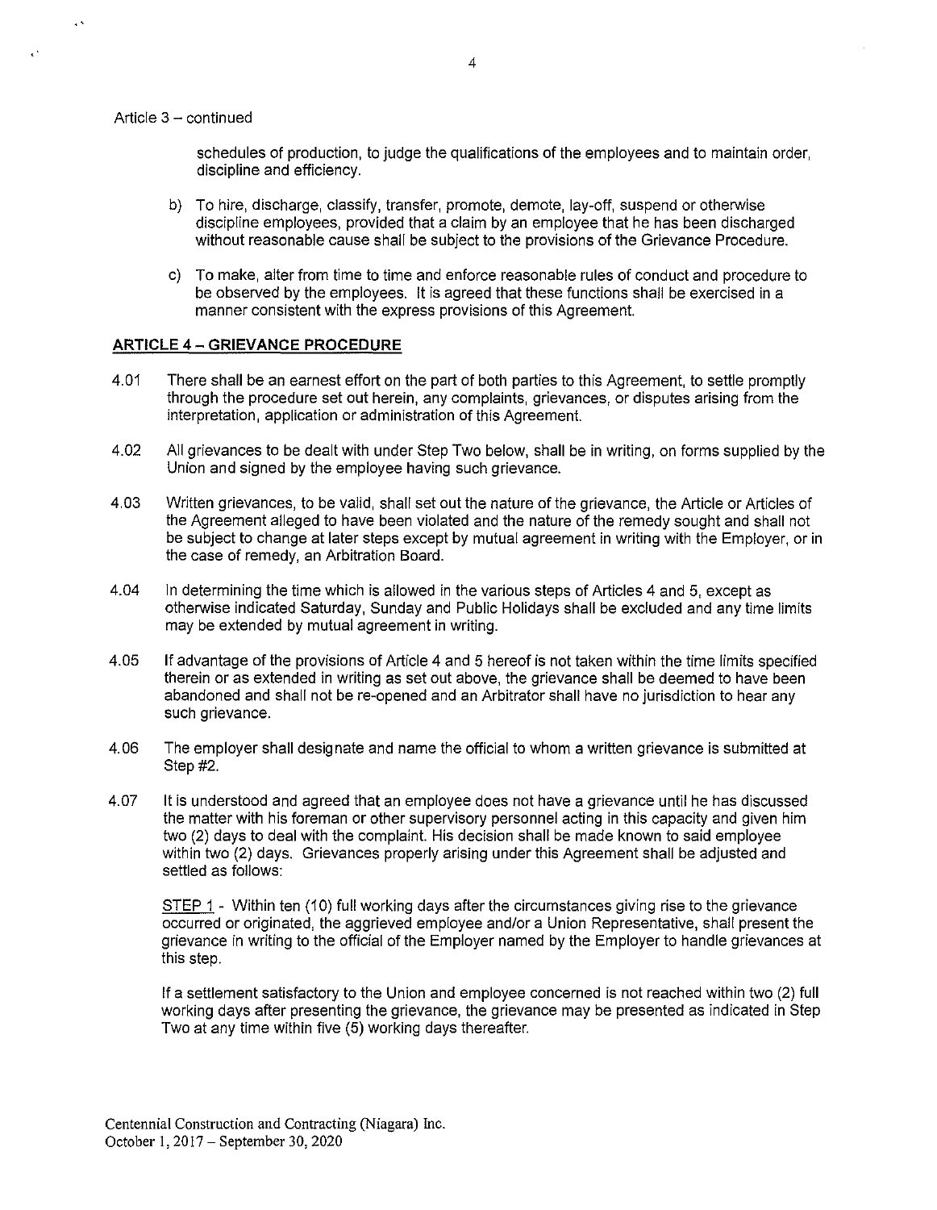Article 3 – continued

schedules of production, to judge the qualifications of the employees and to maintain order, discipline and efficiency.

b) To hire, discharge, classify, transfer, promote, demote, lay-off, suspend or otherwise discipline employees, provided that a claim by an employee that he has been discharged without reasonable cause shall be subject to the provisions of the Grievance Procedure.

c) To make, alter from time to time and enforce reasonable rules of conduct and procedure to be observed by the employees. It is agreed that these functions shall be exercised in a manner consistent with the express provisions of this Agreement.

## ARTICLE 4 – GRIEVANCE PROCEDURE

4.01 There shall be an earnest effort on the part of both parties to this Agreement, to settle promptly through the procedure set out herein, any complaints, grievances, or disputes arising from the interpretation, application or administration of this Agreement.

4.02 All grievances to be dealt with under Step Two below, shall be in writing, on forms supplied by the Union and signed by the employee having such grievance.

4.03 Written grievances, to be valid, shall set out the nature of the grievance, the Article or Articles of the Agreement alleged to have been violated and the nature of the remedy sought and shall not be subject to change at later steps except by mutual agreement in writing with the Employer, or in the case of remedy, an Arbitration Board.

4.04 In determining the time which is allowed in the various steps of Articles 4 and 5, except as otherwise indicated Saturday, Sunday and Public Holidays shall be excluded and any time limits may be extended by mutual agreement in writing.

4.05 If advantage of the provisions of Article 4 and 5 hereof is not taken within the time limits specified therein or as extended in writing as set out above, the grievance shall be deemed to have been abandoned and shall not be re-opened and an Arbitrator shall have no jurisdiction to hear any such grievance.

4.06 The employer shall designate and name the official to whom a written grievance is submitted at Step #2.

4.07 It is understood and agreed that an employee does not have a grievance until he has discussed the matter with his foreman or other supervisory personnel acting in this capacity and given him two (2) days to deal with the complaint. His decision shall be made known to said employee within two (2) days. Grievances properly arising under this Agreement shall be adjusted and settled as follows:

STEP 1 - Within ten (10) full working days after the circumstances giving rise to the grievance occurred or originated, the aggrieved employee and/or a Union Representative, shall present the grievance in writing to the official of the Employer named by the Employer to handle grievances at this step.

If a settlement satisfactory to the Union and employee concerned is not reached within two (2) full working days after presenting the grievance, the grievance may be presented as indicated in Step Two at any time within five (5) working days thereafter.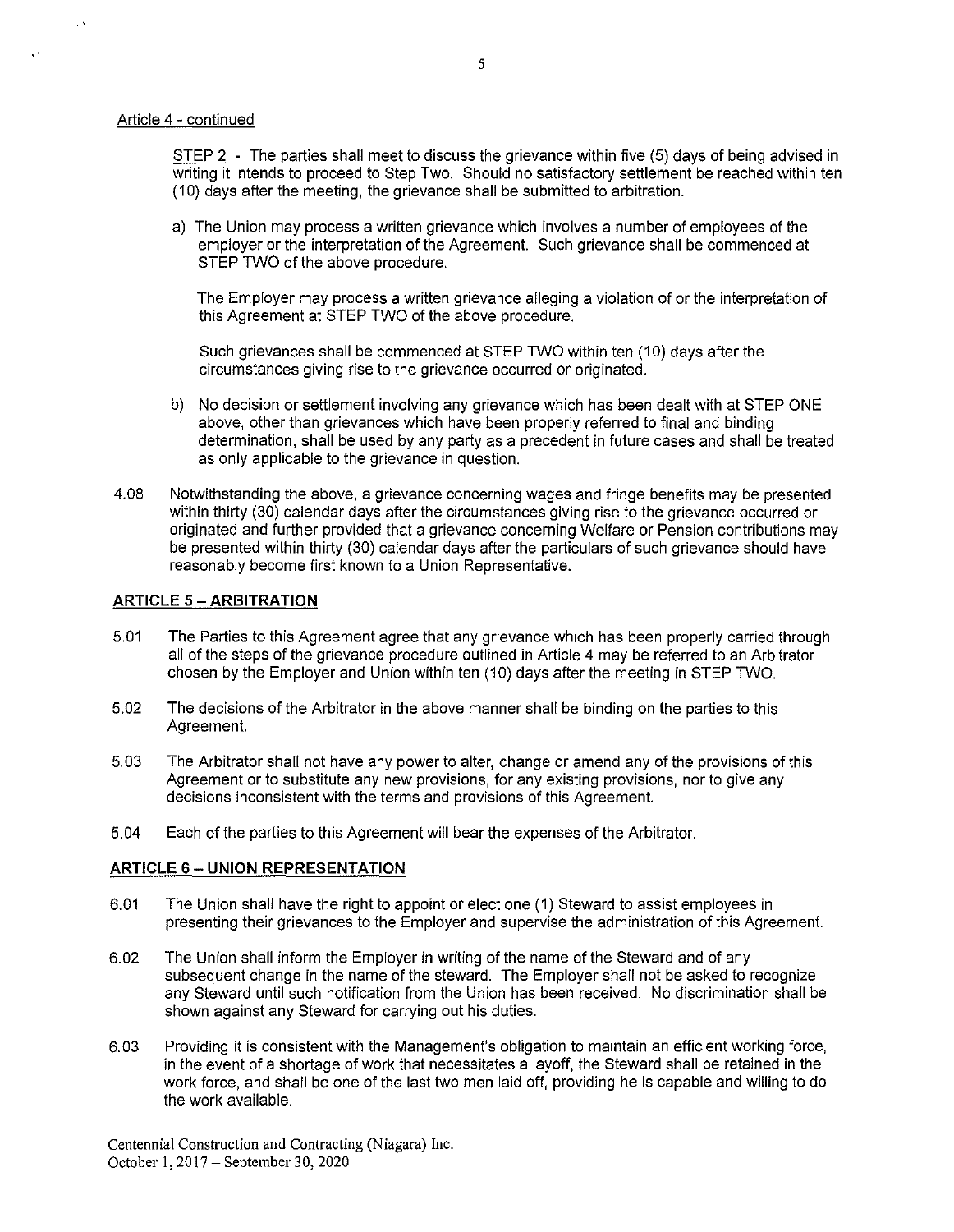Article 4 - continued

STEP 2 - The parties shall meet to discuss the grievance within five (5) days of being advised in writing it intends to proceed to Step Two. Should no satisfactory settlement be reached within ten (10) days after the meeting, the grievance shall be submitted to arbitration.

a) The Union may process a written grievance which involves a number of employees of the employer or the interpretation of the Agreement. Such grievance shall be commenced at STEP TWO of the above procedure.

   The Employer may process a written grievance alleging a violation of or the interpretation of this Agreement at STEP TWO of the above procedure.

   Such grievances shall be commenced at STEP TWO within ten (10) days after the circumstances giving rise to the grievance occurred or originated.

b) No decision or settlement involving any grievance which has been dealt with at STEP ONE above, other than grievances which have been properly referred to final and binding determination, shall be used by any party as a precedent in future cases and shall be treated as only applicable to the grievance in question.

4.08 Notwithstanding the above, a grievance concerning wages and fringe benefits may be presented within thirty (30) calendar days after the circumstances giving rise to the grievance occurred or originated and further provided that a grievance concerning Welfare or Pension contributions may be presented within thirty (30) calendar days after the particulars of such grievance should have reasonably become first known to a Union Representative.

## ARTICLE 5 – ARBITRATION

5.01 The Parties to this Agreement agree that any grievance which has been properly carried through all of the steps of the grievance procedure outlined in Article 4 may be referred to an Arbitrator chosen by the Employer and Union within ten (10) days after the meeting in STEP TWO.

5.02 The decisions of the Arbitrator in the above manner shall be binding on the parties to this Agreement.

5.03 The Arbitrator shall not have any power to alter, change or amend any of the provisions of this Agreement or to substitute any new provisions, for any existing provisions, nor to give any decisions inconsistent with the terms and provisions of this Agreement.

5.04 Each of the parties to this Agreement will bear the expenses of the Arbitrator.

## ARTICLE 6 – UNION REPRESENTATION

6.01 The Union shall have the right to appoint or elect one (1) Steward to assist employees in presenting their grievances to the Employer and supervise the administration of this Agreement.

6.02 The Union shall inform the Employer in writing of the name of the Steward and of any subsequent change in the name of the steward. The Employer shall not be asked to recognize any Steward until such notification from the Union has been received. No discrimination shall be shown against any Steward for carrying out his duties.

6.03 Providing it is consistent with the Management's obligation to maintain an efficient working force, in the event of a shortage of work that necessitates a layoff, the Steward shall be retained in the work force, and shall be one of the last two men laid off, providing he is capable and willing to do the work available.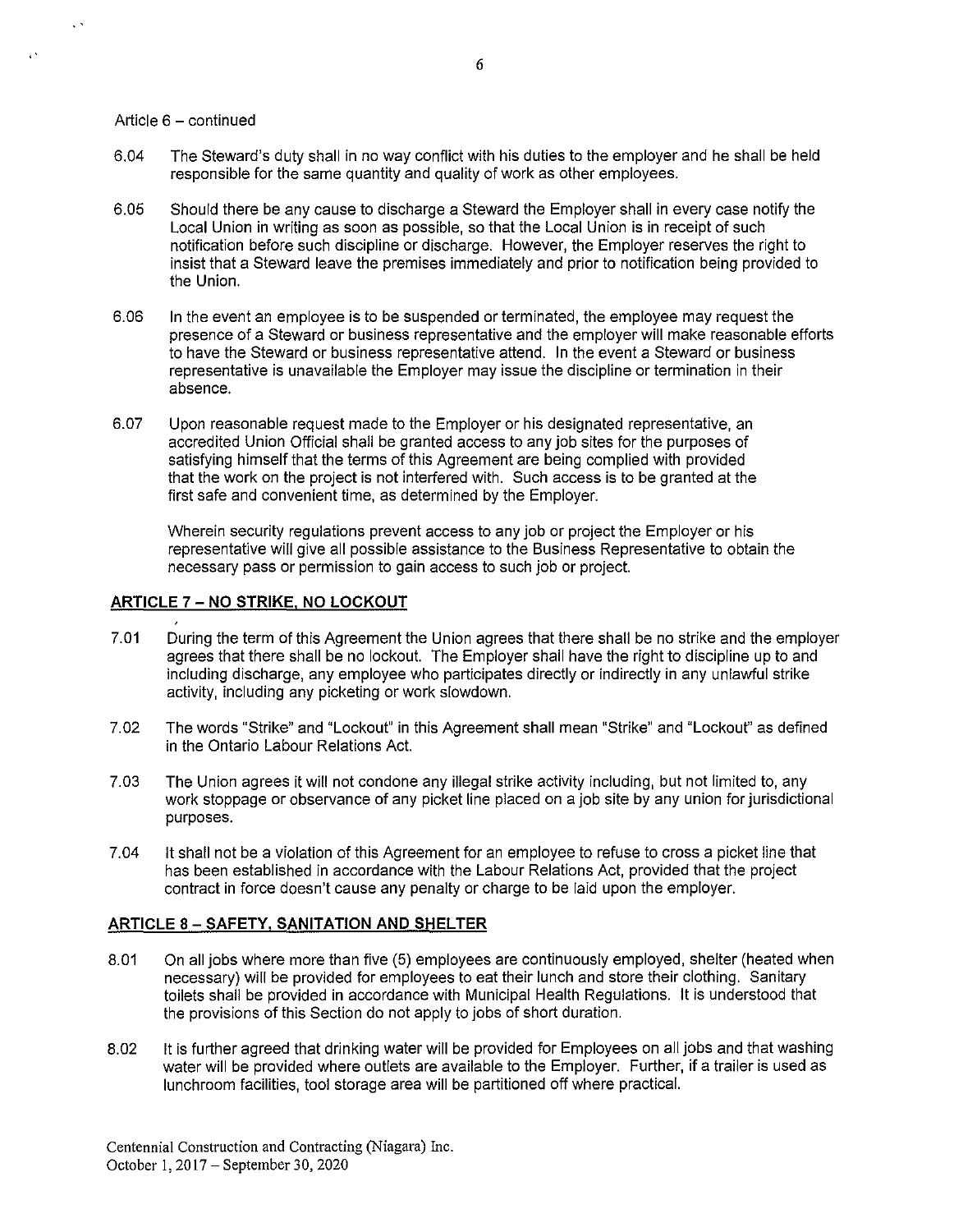Article 6 – continued

6.04 The Steward's duty shall in no way conflict with his duties to the employer and he shall be held responsible for the same quantity and quality of work as other employees.

6.05 Should there be any cause to discharge a Steward the Employer shall in every case notify the Local Union in writing as soon as possible, so that the Local Union is in receipt of such notification before such discipline or discharge. However, the Employer reserves the right to insist that a Steward leave the premises immediately and prior to notification being provided to the Union.

6.06 In the event an employee is to be suspended or terminated, the employee may request the presence of a Steward or business representative and the employer will make reasonable efforts to have the Steward or business representative attend. In the event a Steward or business representative is unavailable the Employer may issue the discipline or termination in their absence.

6.07 Upon reasonable request made to the Employer or his designated representative, an accredited Union Official shall be granted access to any job sites for the purposes of satisfying himself that the terms of this Agreement are being complied with provided that the work on the project is not interfered with. Such access is to be granted at the first safe and convenient time, as determined by the Employer.

Wherein security regulations prevent access to any job or project the Employer or his representative will give all possible assistance to the Business Representative to obtain the necessary pass or permission to gain access to such job or project.

## ARTICLE 7 – NO STRIKE, NO LOCKOUT

7.01 During the term of this Agreement the Union agrees that there shall be no strike and the employer agrees that there shall be no lockout. The Employer shall have the right to discipline up to and including discharge, any employee who participates directly or indirectly in any unlawful strike activity, including any picketing or work slowdown.

7.02 The words "Strike" and "Lockout" in this Agreement shall mean "Strike" and "Lockout" as defined in the Ontario Labour Relations Act.

7.03 The Union agrees it will not condone any illegal strike activity including, but not limited to, any work stoppage or observance of any picket line placed on a job site by any union for jurisdictional purposes.

7.04 It shall not be a violation of this Agreement for an employee to refuse to cross a picket line that has been established in accordance with the Labour Relations Act, provided that the project contract in force doesn't cause any penalty or charge to be laid upon the employer.

## ARTICLE 8 – SAFETY, SANITATION AND SHELTER

8.01 On all jobs where more than five (5) employees are continuously employed, shelter (heated when necessary) will be provided for employees to eat their lunch and store their clothing. Sanitary toilets shall be provided in accordance with Municipal Health Regulations. It is understood that the provisions of this Section do not apply to jobs of short duration.

8.02 It is further agreed that drinking water will be provided for Employees on all jobs and that washing water will be provided where outlets are available to the Employer. Further, if a trailer is used as lunchroom facilities, tool storage area will be partitioned off where practical.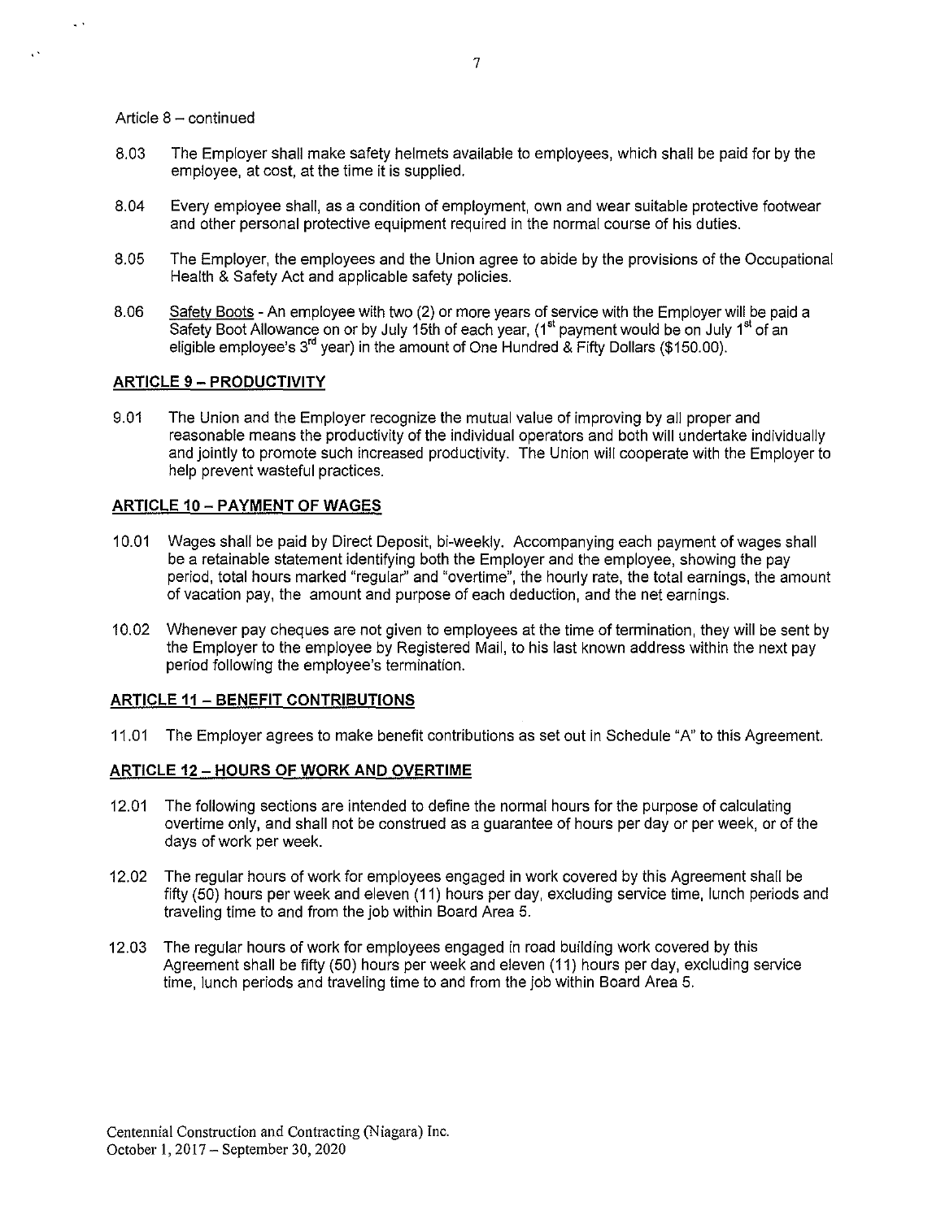Article 8 – continued

8.03 The Employer shall make safety helmets available to employees, which shall be paid for by the employee, at cost, at the time it is supplied.

8.04 Every employee shall, as a condition of employment, own and wear suitable protective footwear and other personal protective equipment required in the normal course of his duties.

8.05 The Employer, the employees and the Union agree to abide by the provisions of the Occupational Health & Safety Act and applicable safety policies.

8.06 Safety Boots - An employee with two (2) or more years of service with the Employer will be paid a Safety Boot Allowance on or by July 15th of each year, (1st payment would be on July 1st of an eligible employee's 3rd year) in the amount of One Hundred & Fifty Dollars ($150.00).

## ARTICLE 9 – PRODUCTIVITY

9.01 The Union and the Employer recognize the mutual value of improving by all proper and reasonable means the productivity of the individual operators and both will undertake individually and jointly to promote such increased productivity. The Union will cooperate with the Employer to help prevent wasteful practices.

## ARTICLE 10 – PAYMENT OF WAGES

10.01 Wages shall be paid by Direct Deposit, bi-weekly. Accompanying each payment of wages shall be a retainable statement identifying both the Employer and the employee, showing the pay period, total hours marked "regular" and "overtime", the hourly rate, the total earnings, the amount of vacation pay, the amount and purpose of each deduction, and the net earnings.

10.02 Whenever pay cheques are not given to employees at the time of termination, they will be sent by the Employer to the employee by Registered Mail, to his last known address within the next pay period following the employee's termination.

## ARTICLE 11 – BENEFIT CONTRIBUTIONS

11.01 The Employer agrees to make benefit contributions as set out in Schedule "A" to this Agreement.

## ARTICLE 12 – HOURS OF WORK AND OVERTIME

12.01 The following sections are intended to define the normal hours for the purpose of calculating overtime only, and shall not be construed as a guarantee of hours per day or per week, or of the days of work per week.

12.02 The regular hours of work for employees engaged in work covered by this Agreement shall be fifty (50) hours per week and eleven (11) hours per day, excluding service time, lunch periods and traveling time to and from the job within Board Area 5.

12.03 The regular hours of work for employees engaged in road building work covered by this Agreement shall be fifty (50) hours per week and eleven (11) hours per day, excluding service time, lunch periods and traveling time to and from the job within Board Area 5.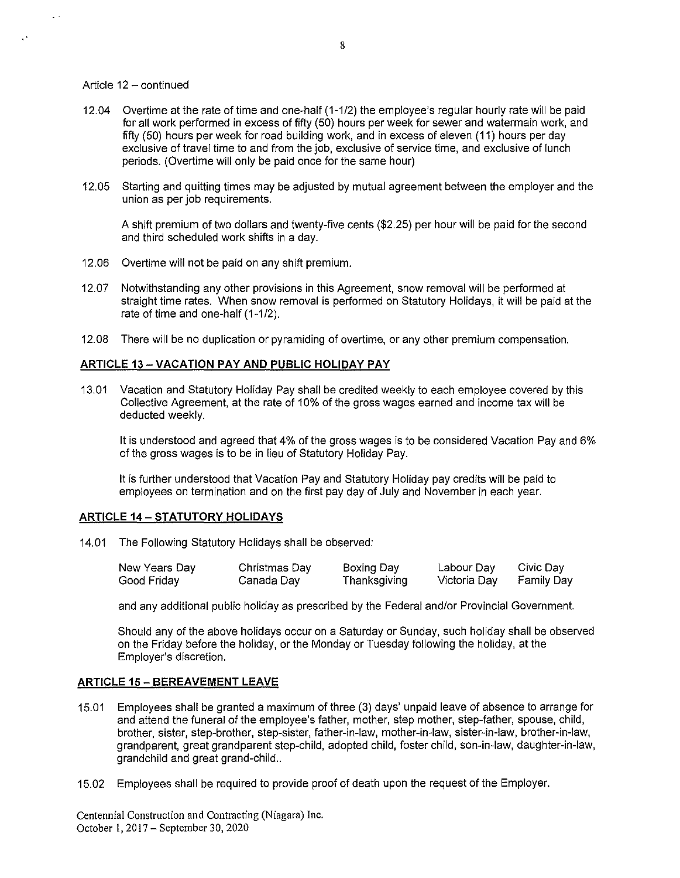Article 12 – continued

12.04 Overtime at the rate of time and one-half (1-1/2) the employee's regular hourly rate will be paid for all work performed in excess of fifty (50) hours per week for sewer and watermain work, and fifty (50) hours per week for road building work, and in excess of eleven (11) hours per day exclusive of travel time to and from the job, exclusive of service time, and exclusive of lunch periods. (Overtime will only be paid once for the same hour)

12.05 Starting and quitting times may be adjusted by mutual agreement between the employer and the union as per job requirements.

A shift premium of two dollars and twenty-five cents ($2.25) per hour will be paid for the second and third scheduled work shifts in a day.

12.06 Overtime will not be paid on any shift premium.

12.07 Notwithstanding any other provisions in this Agreement, snow removal will be performed at straight time rates. When snow removal is performed on Statutory Holidays, it will be paid at the rate of time and one-half (1-1/2).

12.08 There will be no duplication or pyramiding of overtime, or any other premium compensation.

## ARTICLE 13 – VACATION PAY AND PUBLIC HOLIDAY PAY

13.01 Vacation and Statutory Holiday Pay shall be credited weekly to each employee covered by this Collective Agreement, at the rate of 10% of the gross wages earned and income tax will be deducted weekly.

It is understood and agreed that 4% of the gross wages is to be considered Vacation Pay and 6% of the gross wages is to be in lieu of Statutory Holiday Pay.

It is further understood that Vacation Pay and Statutory Holiday pay credits will be paid to employees on termination and on the first pay day of July and November in each year.

## ARTICLE 14 – STATUTORY HOLIDAYS

14.01 The Following Statutory Holidays shall be observed:

| | | | | |
|---|---|---|---|---|
| New Years Day | Christmas Day | Boxing Day | Labour Day | Civic Day |
| Good Friday | Canada Day | Thanksgiving | Victoria Day | Family Day |

and any additional public holiday as prescribed by the Federal and/or Provincial Government.

Should any of the above holidays occur on a Saturday or Sunday, such holiday shall be observed on the Friday before the holiday, or the Monday or Tuesday following the holiday, at the Employer's discretion.

## ARTICLE 15 – BEREAVEMENT LEAVE

15.01 Employees shall be granted a maximum of three (3) days' unpaid leave of absence to arrange for and attend the funeral of the employee's father, mother, step mother, step-father, spouse, child, brother, sister, step-brother, step-sister, father-in-law, mother-in-law, sister-in-law, brother-in-law, grandparent, great grandparent step-child, adopted child, foster child, son-in-law, daughter-in-law, grandchild and great grand-child..

15.02 Employees shall be required to provide proof of death upon the request of the Employer.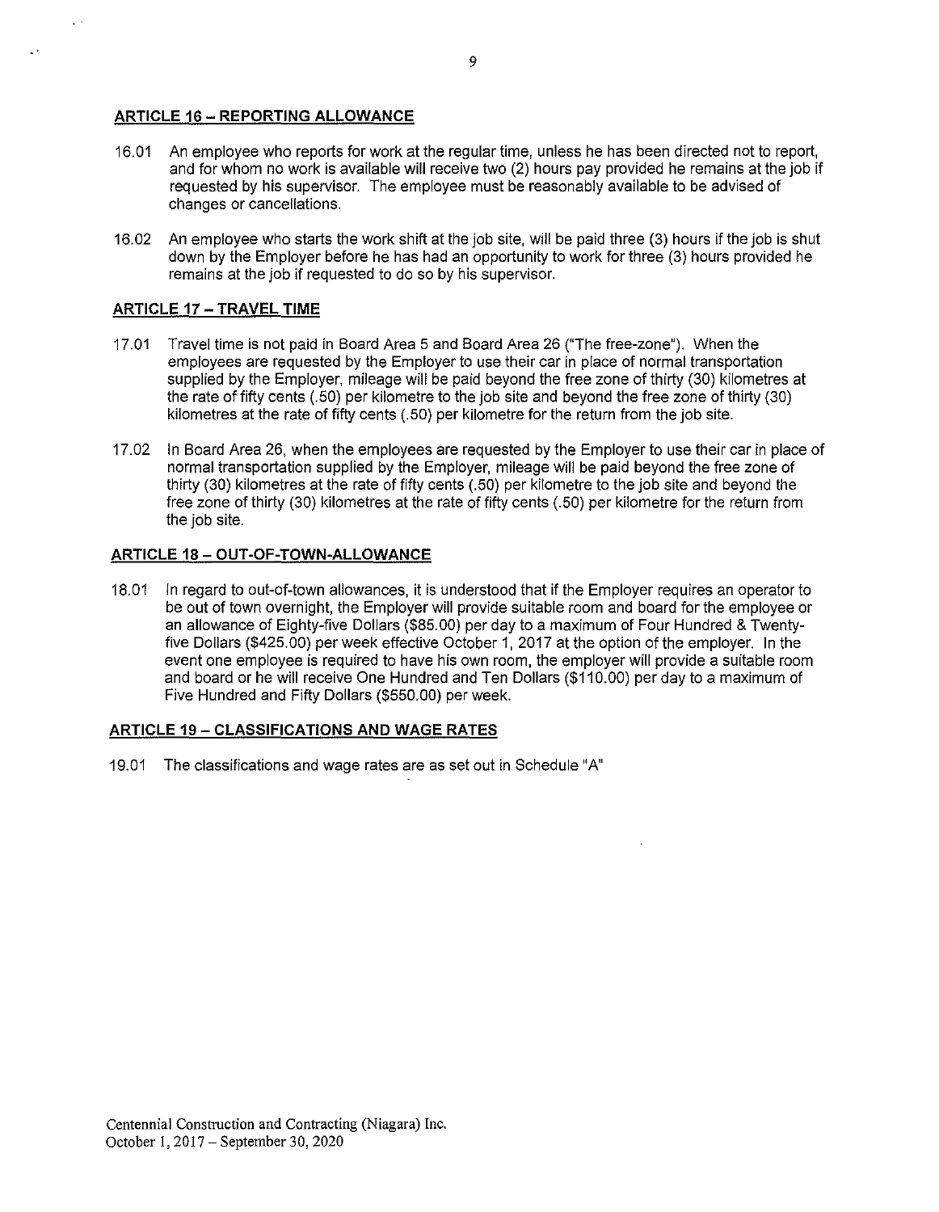## ARTICLE 16 – REPORTING ALLOWANCE

16.01 An employee who reports for work at the regular time, unless he has been directed not to report, and for whom no work is available will receive two (2) hours pay provided he remains at the job if requested by his supervisor. The employee must be reasonably available to be advised of changes or cancellations.

16.02 An employee who starts the work shift at the job site, will be paid three (3) hours if the job is shut down by the Employer before he has had an opportunity to work for three (3) hours provided he remains at the job if requested to do so by his supervisor.

## ARTICLE 17 – TRAVEL TIME

17.01 Travel time is not paid in Board Area 5 and Board Area 26 ("The free-zone"). When the employees are requested by the Employer to use their car in place of normal transportation supplied by the Employer, mileage will be paid beyond the free zone of thirty (30) kilometres at the rate of fifty cents (.50) per kilometre to the job site and beyond the free zone of thirty (30) kilometres at the rate of fifty cents (.50) per kilometre for the return from the job site.

17.02 In Board Area 26, when the employees are requested by the Employer to use their car in place of normal transportation supplied by the Employer, mileage will be paid beyond the free zone of thirty (30) kilometres at the rate of fifty cents (.50) per kilometre to the job site and beyond the free zone of thirty (30) kilometres at the rate of fifty cents (.50) per kilometre for the return from the job site.

## ARTICLE 18 – OUT-OF-TOWN-ALLOWANCE

18.01 In regard to out-of-town allowances, it is understood that if the Employer requires an operator to be out of town overnight, the Employer will provide suitable room and board for the employee or an allowance of Eighty-five Dollars ($85.00) per day to a maximum of Four Hundred & Twenty-five Dollars ($425.00) per week effective October 1, 2017 at the option of the employer. In the event one employee is required to have his own room, the employer will provide a suitable room and board or he will receive One Hundred and Ten Dollars ($110.00) per day to a maximum of Five Hundred and Fifty Dollars ($550.00) per week.

## ARTICLE 19 – CLASSIFICATIONS AND WAGE RATES

19.01 The classifications and wage rates are as set out in Schedule "A"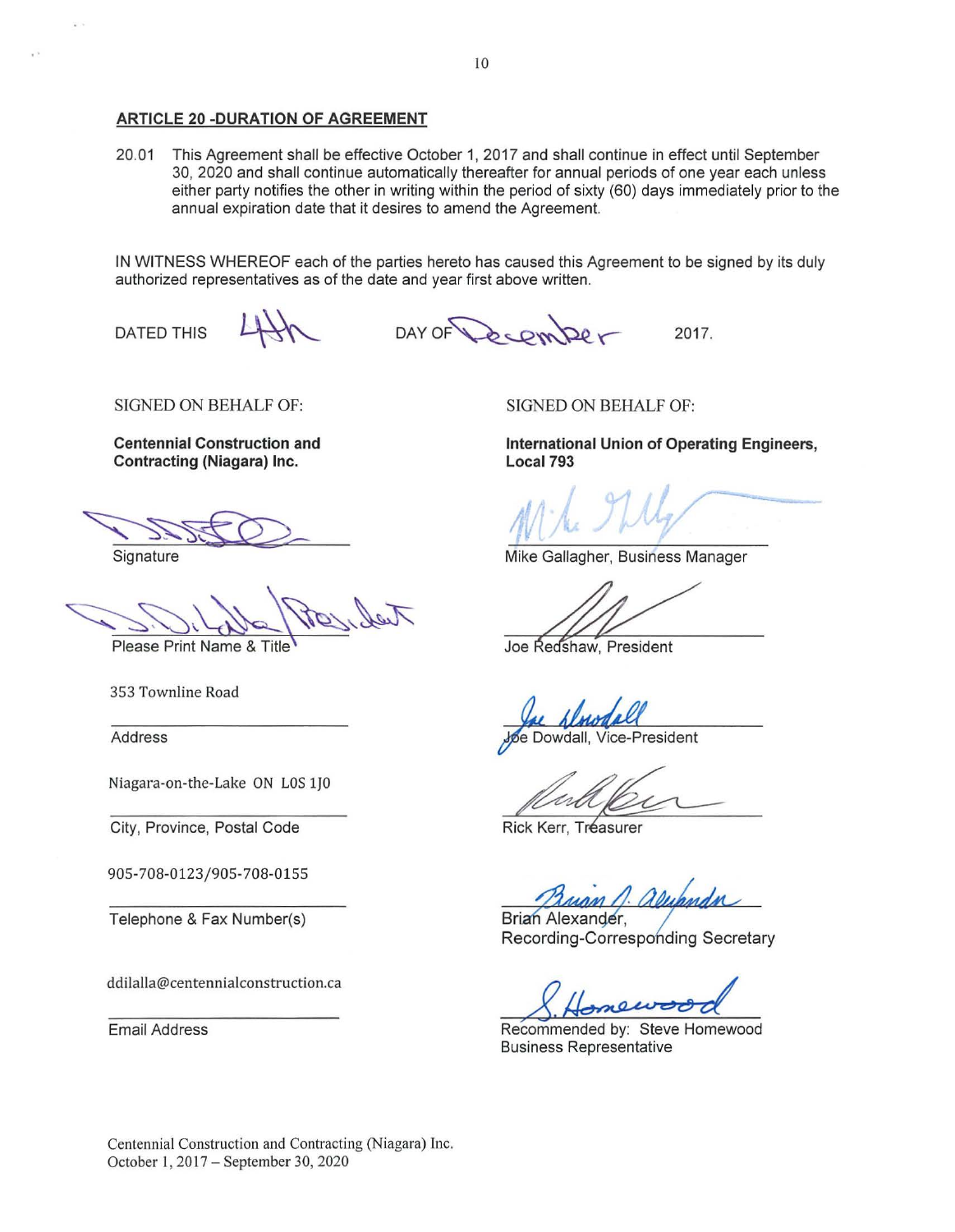## ARTICLE 20 -DURATION OF AGREEMENT

20.01 This Agreement shall be effective October 1, 2017 and shall continue in effect until September 30, 2020 and shall continue automatically thereafter for annual periods of one year each unless either party notifies the other in writing within the period of sixty (60) days immediately prior to the annual expiration date that it desires to amend the Agreement.

IN WITNESS WHEREOF each of the parties hereto has caused this Agreement to be signed by its duly authorized representatives as of the date and year first above written.

DATED THIS 4th DAY OF December 2017.

SIGNED ON BEHALF OF:

**Centennial Construction and Contracting (Niagara) Inc.**

Signature

D. DiLalla / President

Please Print Name & Title

353 Townline Road

Address

Niagara-on-the-Lake ON L0S 1J0

City, Province, Postal Code

905-708-0123/905-708-0155

Telephone & Fax Number(s)

ddilalla@centennialconstruction.ca

Email Address

SIGNED ON BEHALF OF:

**International Union of Operating Engineers, Local 793**

Mike Gallagher, Business Manager

Joe Redshaw, President

Joe Dowdall, Vice-President

Rick Kerr, Treasurer

Brian Alexander, Recording-Corresponding Secretary

Recommended by: Steve Homewood Business Representative

Centennial Construction and Contracting (Niagara) Inc.
October 1, 2017 – September 30, 2020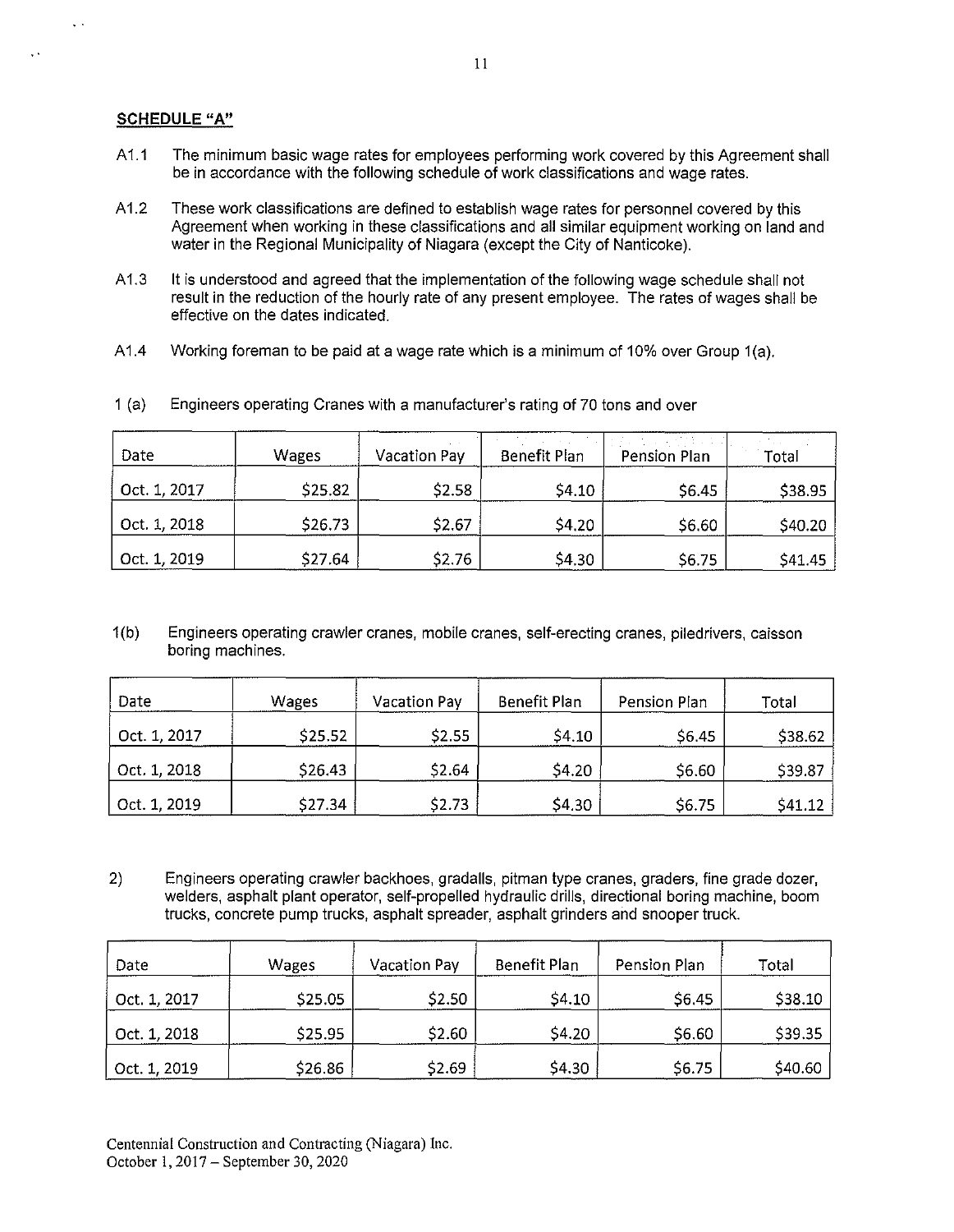**SCHEDULE "A"**

A1.1 The minimum basic wage rates for employees performing work covered by this Agreement shall be in accordance with the following schedule of work classifications and wage rates.

A1.2 These work classifications are defined to establish wage rates for personnel covered by this Agreement when working in these classifications and all similar equipment working on land and water in the Regional Municipality of Niagara (except the City of Nanticoke).

A1.3 It is understood and agreed that the implementation of the following wage schedule shall not result in the reduction of the hourly rate of any present employee. The rates of wages shall be effective on the dates indicated.

A1.4 Working foreman to be paid at a wage rate which is a minimum of 10% over Group 1(a).

1 (a) Engineers operating Cranes with a manufacturer's rating of 70 tons and over

| Date | Wages | Vacation Pay | Benefit Plan | Pension Plan | Total |
|---|---|---|---|---|---|
| Oct. 1, 2017 | $25.82 | $2.58 | $4.10 | $6.45 | $38.95 |
| Oct. 1, 2018 | $26.73 | $2.67 | $4.20 | $6.60 | $40.20 |
| Oct. 1, 2019 | $27.64 | $2.76 | $4.30 | $6.75 | $41.45 |

1(b) Engineers operating crawler cranes, mobile cranes, self-erecting cranes, piledrivers, caisson boring machines.

| Date | Wages | Vacation Pay | Benefit Plan | Pension Plan | Total |
|---|---|---|---|---|---|
| Oct. 1, 2017 | $25.52 | $2.55 | $4.10 | $6.45 | $38.62 |
| Oct. 1, 2018 | $26.43 | $2.64 | $4.20 | $6.60 | $39.87 |
| Oct. 1, 2019 | $27.34 | $2.73 | $4.30 | $6.75 | $41.12 |

2) Engineers operating crawler backhoes, gradalls, pitman type cranes, graders, fine grade dozer, welders, asphalt plant operator, self-propelled hydraulic drills, directional boring machine, boom trucks, concrete pump trucks, asphalt spreader, asphalt grinders and snooper truck.

| Date | Wages | Vacation Pay | Benefit Plan | Pension Plan | Total |
|---|---|---|---|---|---|
| Oct. 1, 2017 | $25.05 | $2.50 | $4.10 | $6.45 | $38.10 |
| Oct. 1, 2018 | $25.95 | $2.60 | $4.20 | $6.60 | $39.35 |
| Oct. 1, 2019 | $26.86 | $2.69 | $4.30 | $6.75 | $40.60 |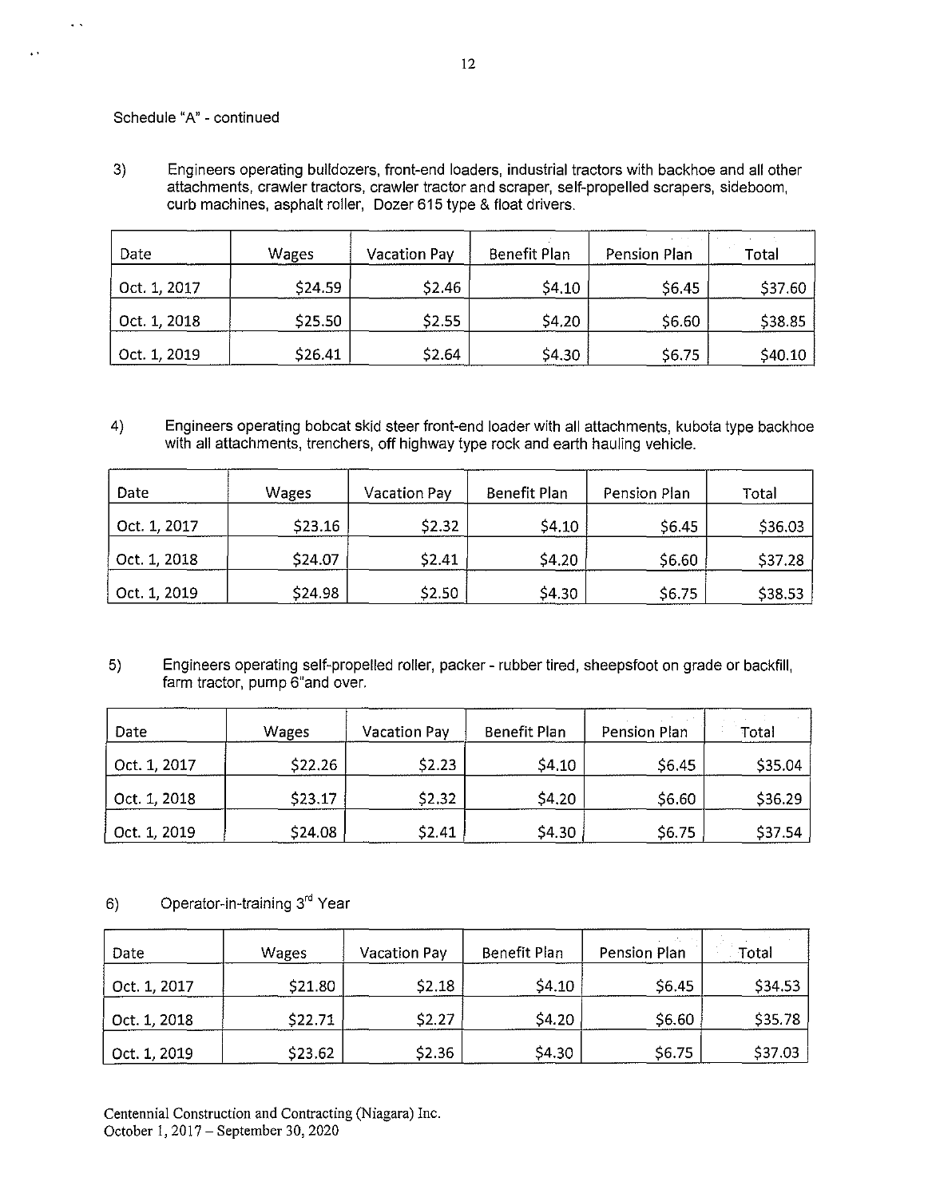Schedule "A" - continued

3) Engineers operating bulldozers, front-end loaders, industrial tractors with backhoe and all other attachments, crawler tractors, crawler tractor and scraper, self-propelled scrapers, sideboom, curb machines, asphalt roller, Dozer 615 type & float drivers.

| Date | Wages | Vacation Pay | Benefit Plan | Pension Plan | Total |
|---|---|---|---|---|---|
| Oct. 1, 2017 | $24.59 | $2.46 | $4.10 | $6.45 | $37.60 |
| Oct. 1, 2018 | $25.50 | $2.55 | $4.20 | $6.60 | $38.85 |
| Oct. 1, 2019 | $26.41 | $2.64 | $4.30 | $6.75 | $40.10 |

4) Engineers operating bobcat skid steer front-end loader with all attachments, kubota type backhoe with all attachments, trenchers, off highway type rock and earth hauling vehicle.

| Date | Wages | Vacation Pay | Benefit Plan | Pension Plan | Total |
|---|---|---|---|---|---|
| Oct. 1, 2017 | $23.16 | $2.32 | $4.10 | $6.45 | $36.03 |
| Oct. 1, 2018 | $24.07 | $2.41 | $4.20 | $6.60 | $37.28 |
| Oct. 1, 2019 | $24.98 | $2.50 | $4.30 | $6.75 | $38.53 |

5) Engineers operating self-propelled roller, packer - rubber tired, sheepsfoot on grade or backfill, farm tractor, pump 6"and over.

| Date | Wages | Vacation Pay | Benefit Plan | Pension Plan | Total |
|---|---|---|---|---|---|
| Oct. 1, 2017 | $22.26 | $2.23 | $4.10 | $6.45 | $35.04 |
| Oct. 1, 2018 | $23.17 | $2.32 | $4.20 | $6.60 | $36.29 |
| Oct. 1, 2019 | $24.08 | $2.41 | $4.30 | $6.75 | $37.54 |

6) Operator-in-training 3rd Year

| Date | Wages | Vacation Pay | Benefit Plan | Pension Plan | Total |
|---|---|---|---|---|---|
| Oct. 1, 2017 | $21.80 | $2.18 | $4.10 | $6.45 | $34.53 |
| Oct. 1, 2018 | $22.71 | $2.27 | $4.20 | $6.60 | $35.78 |
| Oct. 1, 2019 | $23.62 | $2.36 | $4.30 | $6.75 | $37.03 |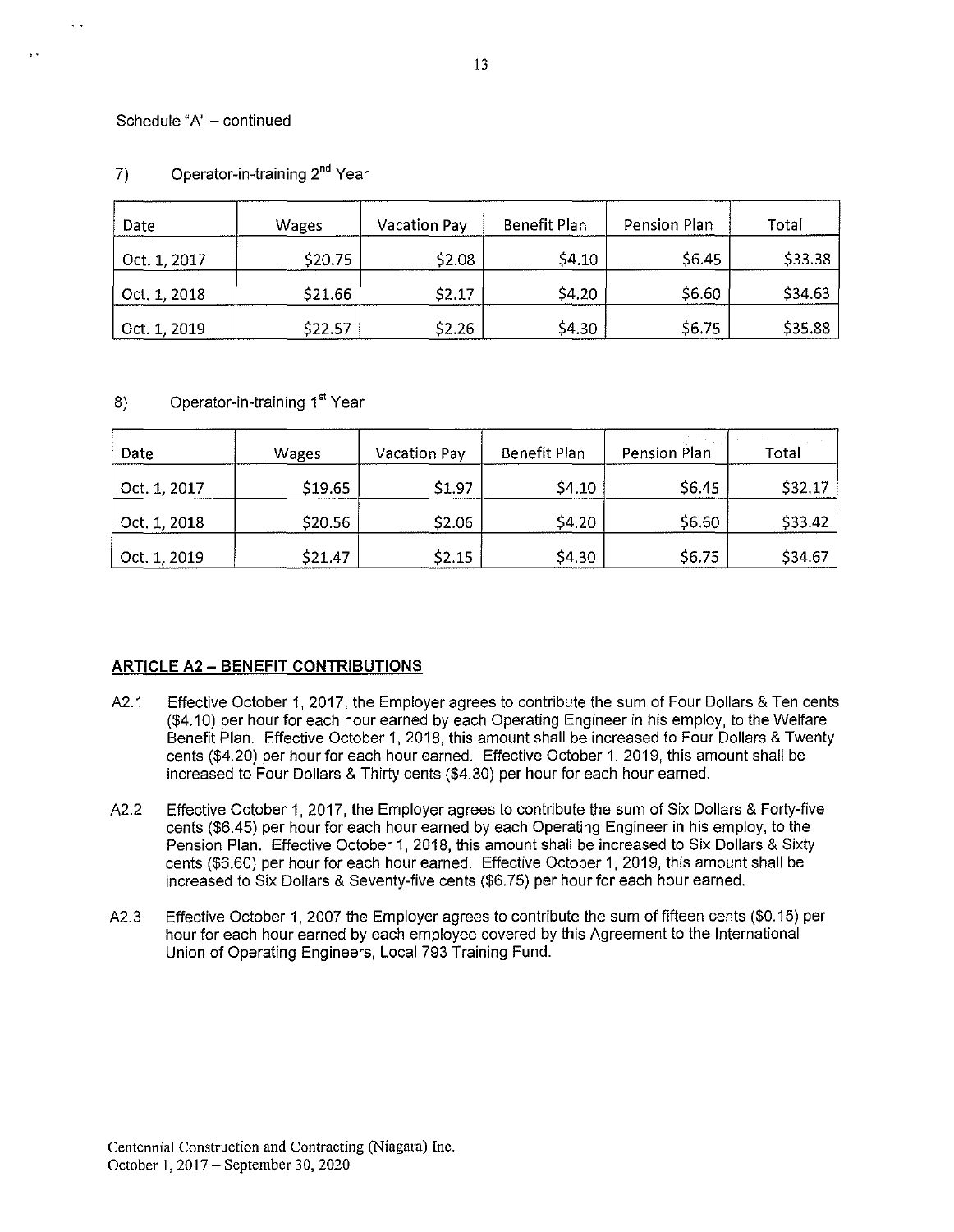Schedule "A" – continued

7) Operator-in-training 2nd Year

| Date | Wages | Vacation Pay | Benefit Plan | Pension Plan | Total |
|---|---|---|---|---|---|
| Oct. 1, 2017 | $20.75 | $2.08 | $4.10 | $6.45 | $33.38 |
| Oct. 1, 2018 | $21.66 | $2.17 | $4.20 | $6.60 | $34.63 |
| Oct. 1, 2019 | $22.57 | $2.26 | $4.30 | $6.75 | $35.88 |

8) Operator-in-training 1st Year

| Date | Wages | Vacation Pay | Benefit Plan | Pension Plan | Total |
|---|---|---|---|---|---|
| Oct. 1, 2017 | $19.65 | $1.97 | $4.10 | $6.45 | $32.17 |
| Oct. 1, 2018 | $20.56 | $2.06 | $4.20 | $6.60 | $33.42 |
| Oct. 1, 2019 | $21.47 | $2.15 | $4.30 | $6.75 | $34.67 |

## ARTICLE A2 – BENEFIT CONTRIBUTIONS

A2.1 Effective October 1, 2017, the Employer agrees to contribute the sum of Four Dollars & Ten cents ($4.10) per hour for each hour earned by each Operating Engineer in his employ, to the Welfare Benefit Plan. Effective October 1, 2018, this amount shall be increased to Four Dollars & Twenty cents ($4.20) per hour for each hour earned. Effective October 1, 2019, this amount shall be increased to Four Dollars & Thirty cents ($4.30) per hour for each hour earned.

A2.2 Effective October 1, 2017, the Employer agrees to contribute the sum of Six Dollars & Forty-five cents ($6.45) per hour for each hour earned by each Operating Engineer in his employ, to the Pension Plan. Effective October 1, 2018, this amount shall be increased to Six Dollars & Sixty cents ($6.60) per hour for each hour earned. Effective October 1, 2019, this amount shall be increased to Six Dollars & Seventy-five cents ($6.75) per hour for each hour earned.

A2.3 Effective October 1, 2007 the Employer agrees to contribute the sum of fifteen cents ($0.15) per hour for each hour earned by each employee covered by this Agreement to the International Union of Operating Engineers, Local 793 Training Fund.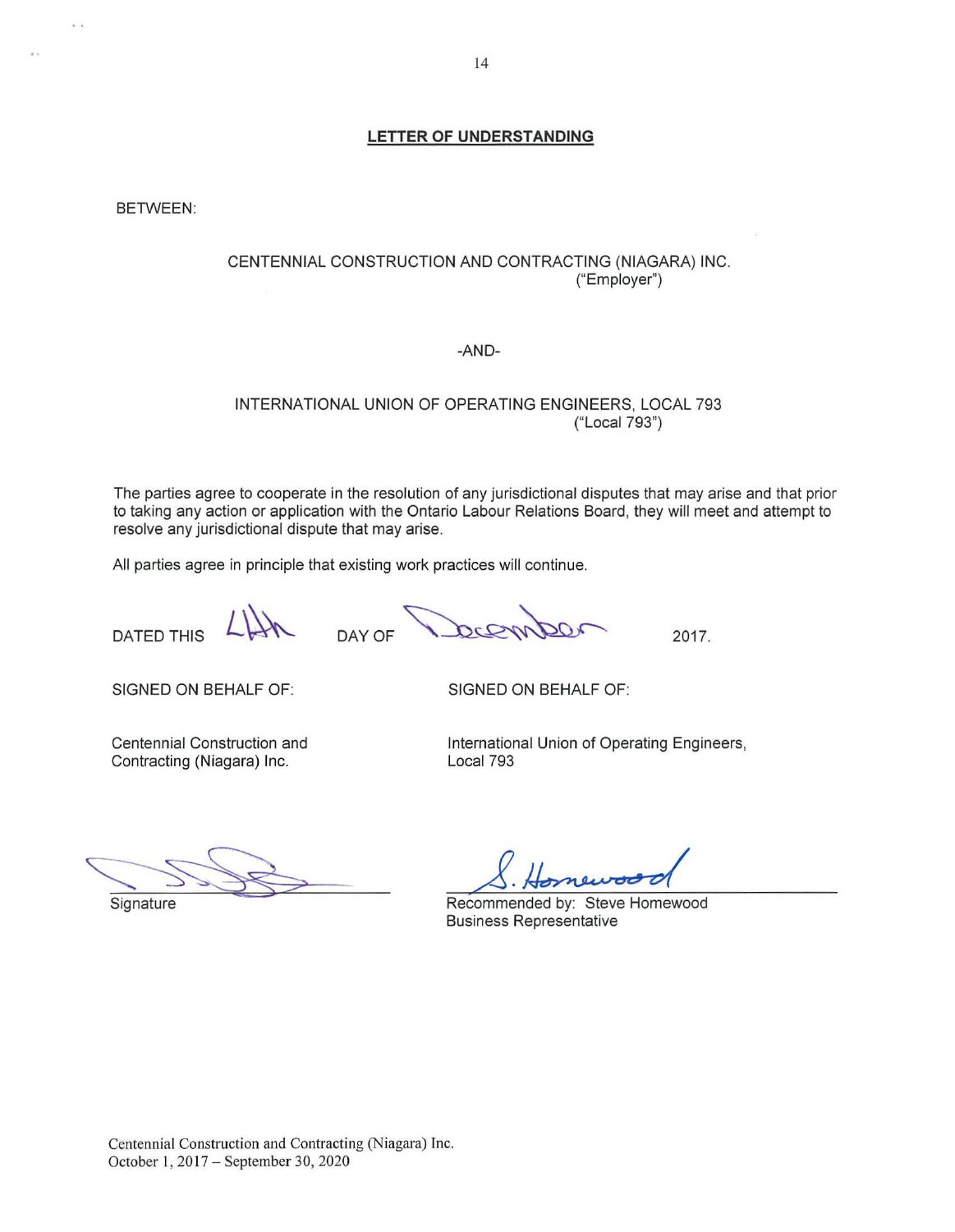## LETTER OF UNDERSTANDING

BETWEEN:

CENTENNIAL CONSTRUCTION AND CONTRACTING (NIAGARA) INC.
("Employer")

-AND-

INTERNATIONAL UNION OF OPERATING ENGINEERS, LOCAL 793
("Local 793")

The parties agree to cooperate in the resolution of any jurisdictional disputes that may arise and that prior to taking any action or application with the Ontario Labour Relations Board, they will meet and attempt to resolve any jurisdictional dispute that may arise.

All parties agree in principle that existing work practices will continue.

DATED THIS 14th DAY OF December 2017.

SIGNED ON BEHALF OF:

Centennial Construction and Contracting (Niagara) Inc.

Signature

SIGNED ON BEHALF OF:

International Union of Operating Engineers, Local 793

S. Homewood

Recommended by: Steve Homewood
Business Representative

Centennial Construction and Contracting (Niagara) Inc.
October 1, 2017 – September 30, 2020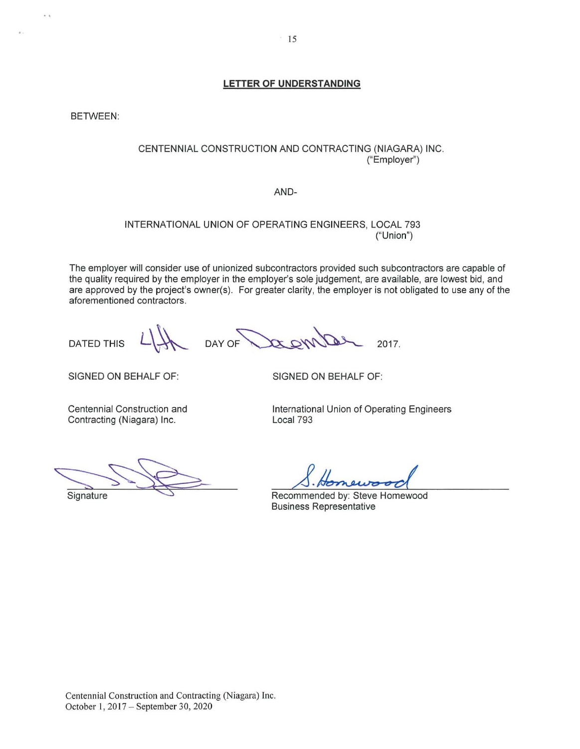## LETTER OF UNDERSTANDING

BETWEEN:

CENTENNIAL CONSTRUCTION AND CONTRACTING (NIAGARA) INC.
("Employer")

AND-

INTERNATIONAL UNION OF OPERATING ENGINEERS, LOCAL 793
("Union")

The employer will consider use of unionized subcontractors provided such subcontractors are capable of the quality required by the employer in the employer's sole judgement, are available, are lowest bid, and are approved by the project's owner(s). For greater clarity, the employer is not obligated to use any of the aforementioned contractors.

DATED THIS 4th DAY OF December 2017.

SIGNED ON BEHALF OF:

Centennial Construction and Contracting (Niagara) Inc.

Signature

SIGNED ON BEHALF OF:

International Union of Operating Engineers Local 793

S. Homewood

Recommended by: Steve Homewood
Business Representative

Centennial Construction and Contracting (Niagara) Inc.
October 1, 2017 – September 30, 2020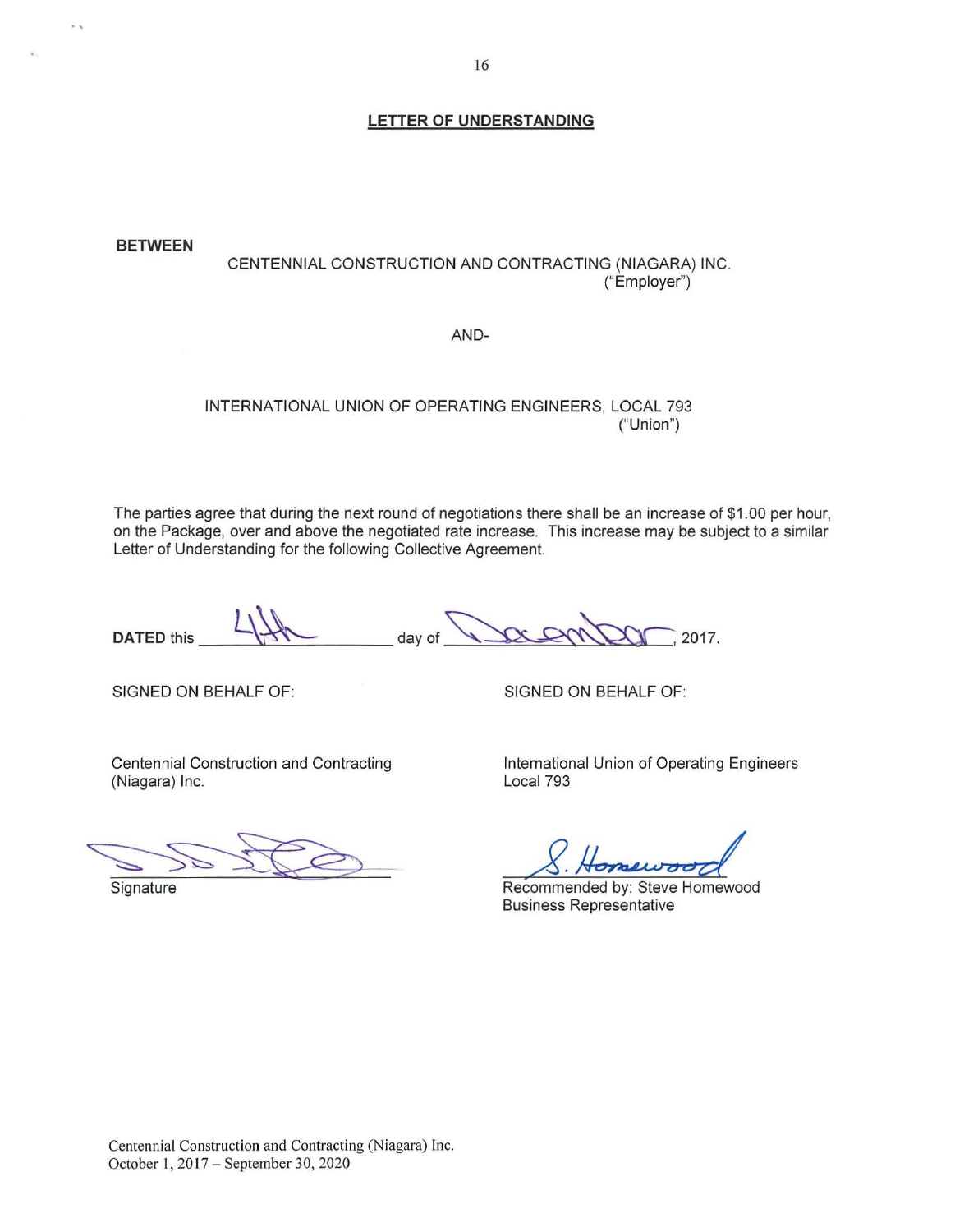## LETTER OF UNDERSTANDING

**BETWEEN**

CENTENNIAL CONSTRUCTION AND CONTRACTING (NIAGARA) INC.
("Employer")

AND-

INTERNATIONAL UNION OF OPERATING ENGINEERS, LOCAL 793
("Union")

The parties agree that during the next round of negotiations there shall be an increase of $1.00 per hour, on the Package, over and above the negotiated rate increase. This increase may be subject to a similar Letter of Understanding for the following Collective Agreement.

**DATED** this 4th day of December, 2017.

SIGNED ON BEHALF OF:

Centennial Construction and Contracting (Niagara) Inc.

Signature

SIGNED ON BEHALF OF:

International Union of Operating Engineers Local 793

S. Homewood

Recommended by: Steve Homewood
Business Representative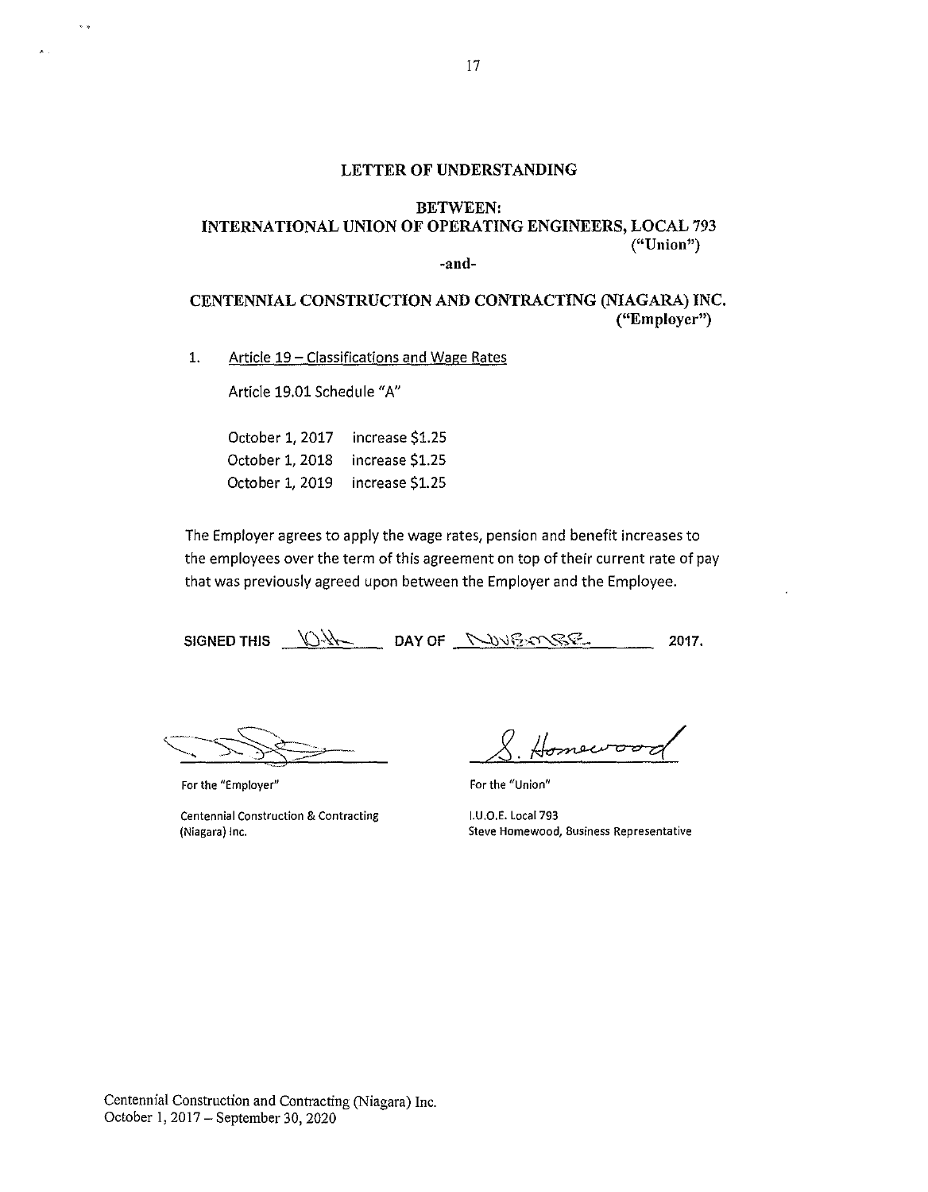**LETTER OF UNDERSTANDING**

**BETWEEN:**
**INTERNATIONAL UNION OF OPERATING ENGINEERS, LOCAL 793**
**("Union")**

**-and-**

**CENTENNIAL CONSTRUCTION AND CONTRACTING (NIAGARA) INC.**
**("Employer")**

1. Article 19 – Classifications and Wage Rates

   Article 19.01 Schedule "A"

| | |
|---|---|
| October 1, 2017 | increase $1.25 |
| October 1, 2018 | increase $1.25 |
| October 1, 2019 | increase $1.25 |

The Employer agrees to apply the wage rates, pension and benefit increases to the employees over the term of this agreement on top of their current rate of pay that was previously agreed upon between the Employer and the Employee.

**SIGNED THIS** 10th **DAY OF** November **2017.**

For the "Employer"

Centennial Construction & Contracting (Niagara) Inc.

S. Homewood

For the "Union"

I.U.O.E. Local 793
Steve Homewood, Business Representative